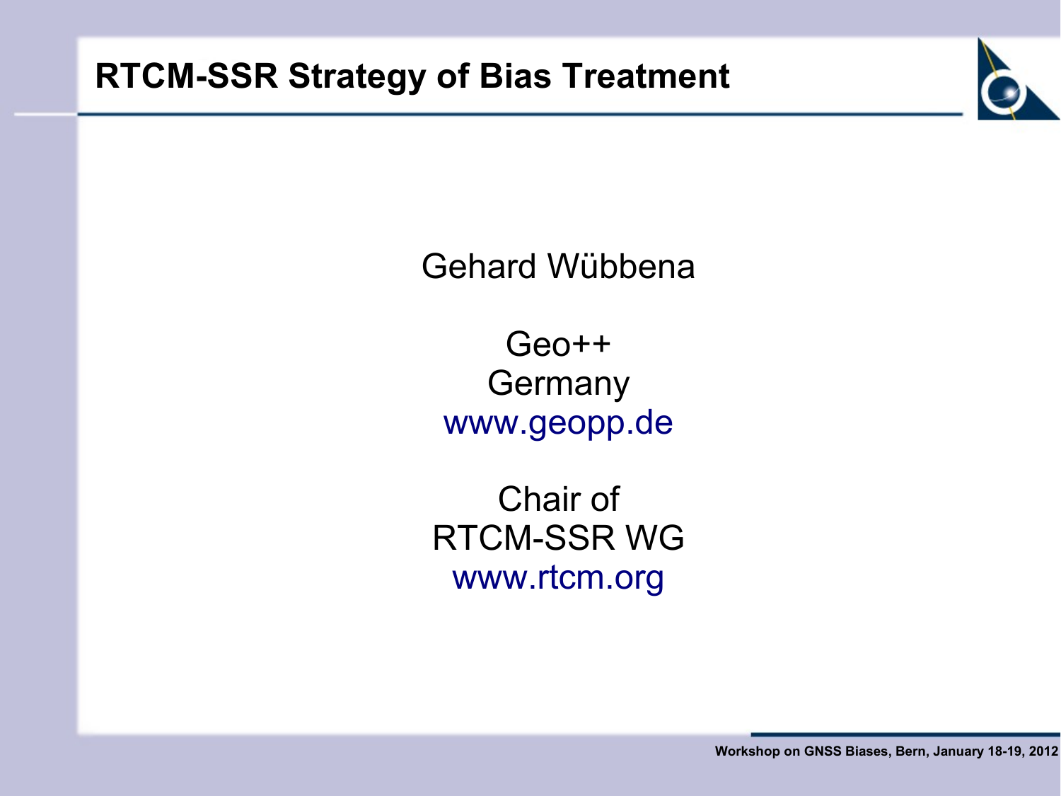# RTCM-SSR Strategy of Bias Treatment

Gehard Wübbena

Geo++
Germany
www.geopp.de

Chair of
RTCM-SSR WG
www.rtcm.org

Workshop on GNSS Biases, Bern, January 18-19, 2012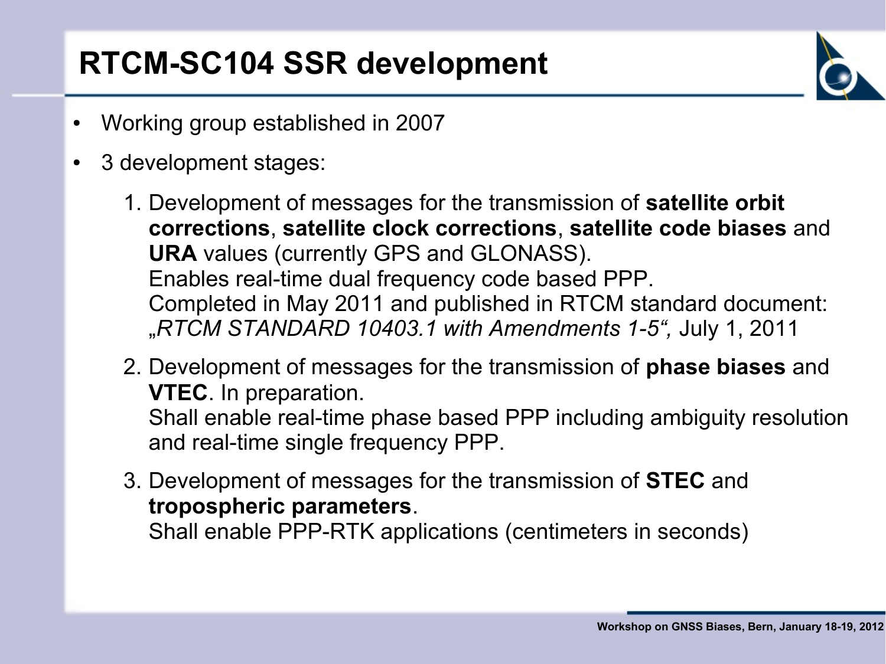# RTCM-SC104 SSR development

- Working group established in 2007
- 3 development stages:
  1. Development of messages for the transmission of **satellite orbit corrections**, **satellite clock corrections**, **satellite code biases** and **URA** values (currently GPS and GLONASS).
     Enables real-time dual frequency code based PPP.
     Completed in May 2011 and published in RTCM standard document: *„RTCM STANDARD 10403.1 with Amendments 1-5“,* July 1, 2011
  2. Development of messages for the transmission of **phase biases** and **VTEC**. In preparation.
     Shall enable real-time phase based PPP including ambiguity resolution and real-time single frequency PPP.
  3. Development of messages for the transmission of **STEC** and **tropospheric parameters**.
     Shall enable PPP-RTK applications (centimeters in seconds)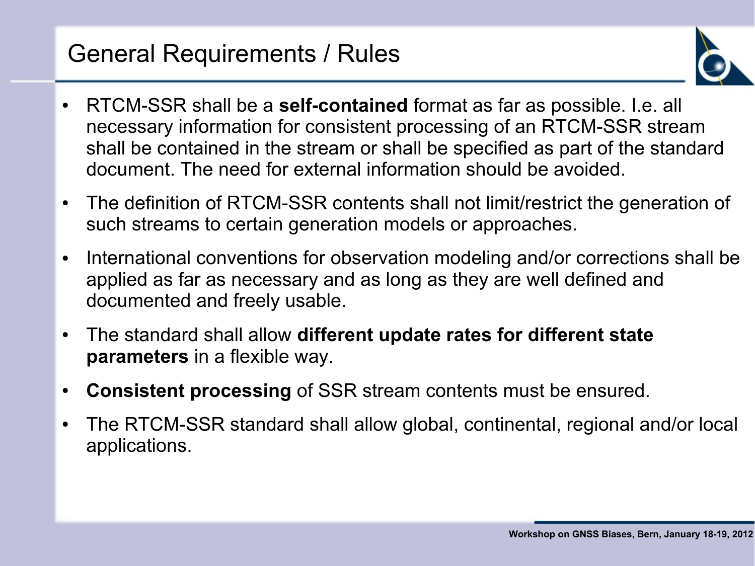# General Requirements / Rules

- RTCM-SSR shall be a **self-contained** format as far as possible. I.e. all necessary information for consistent processing of an RTCM-SSR stream shall be contained in the stream or shall be specified as part of the standard document. The need for external information should be avoided.
- The definition of RTCM-SSR contents shall not limit/restrict the generation of such streams to certain generation models or approaches.
- International conventions for observation modeling and/or corrections shall be applied as far as necessary and as long as they are well defined and documented and freely usable.
- The standard shall allow **different update rates for different state parameters** in a flexible way.
- **Consistent processing** of SSR stream contents must be ensured.
- The RTCM-SSR standard shall allow global, continental, regional and/or local applications.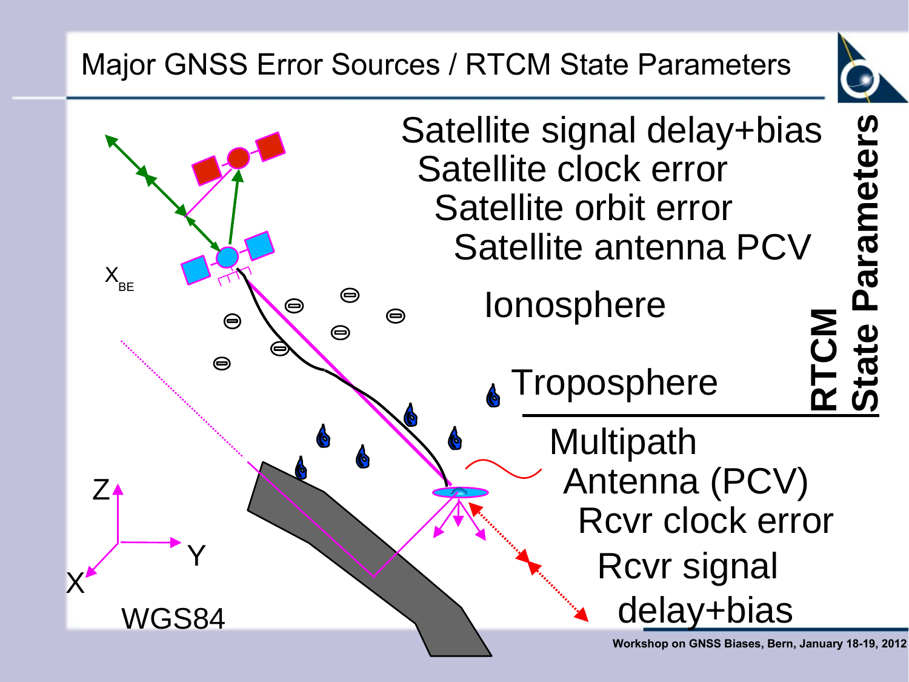# Major GNSS Error Sources / RTCM State Parameters

Satellite signal delay+bias
Satellite clock error
Satellite orbit error
Satellite antenna PCV

Ionosphere

Troposphere

**RTCM State Parameters**

Multipath
Antenna (PCV)
Rcvr clock error
Rcvr signal delay+bias

$X_{BE}$

Z
Y
X
WGS84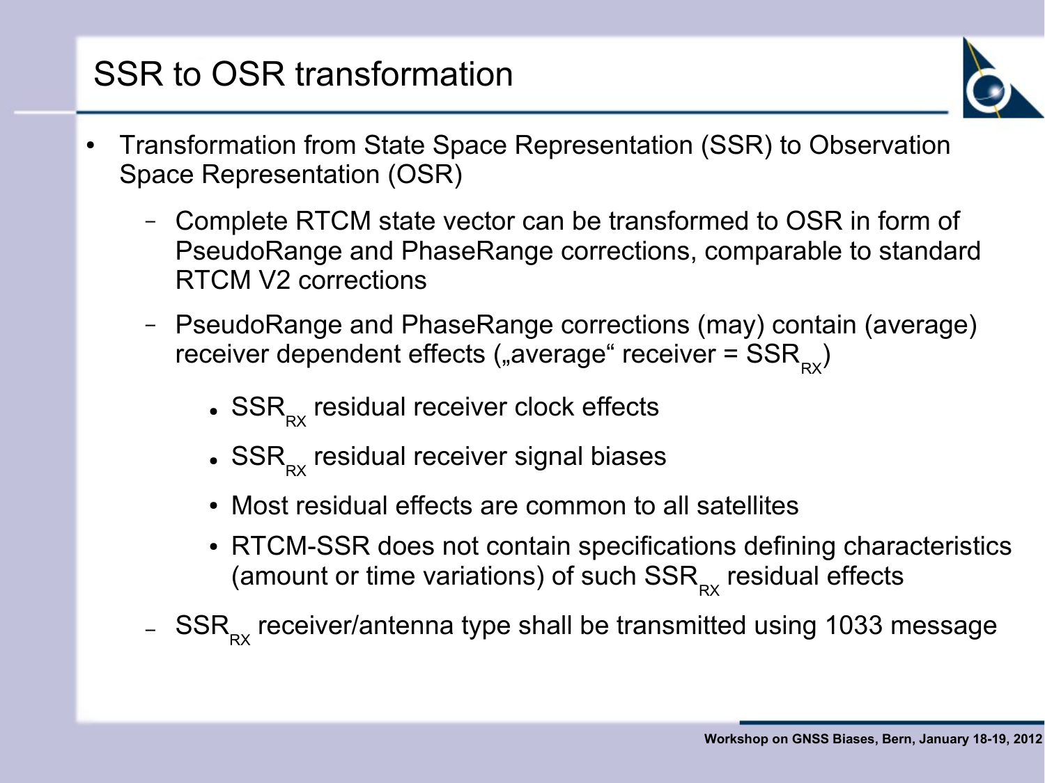# SSR to OSR transformation

- Transformation from State Space Representation (SSR) to Observation Space Representation (OSR)
  - Complete RTCM state vector can be transformed to OSR in form of PseudoRange and PhaseRange corrections, comparable to standard RTCM V2 corrections
  - PseudoRange and PhaseRange corrections (may) contain (average) receiver dependent effects („average" receiver = $SSR_{RX}$)
    - $SSR_{RX}$ residual receiver clock effects
    - $SSR_{RX}$ residual receiver signal biases
    - Most residual effects are common to all satellites
    - RTCM-SSR does not contain specifications defining characteristics (amount or time variations) of such $SSR_{RX}$ residual effects
  - $SSR_{RX}$ receiver/antenna type shall be transmitted using 1033 message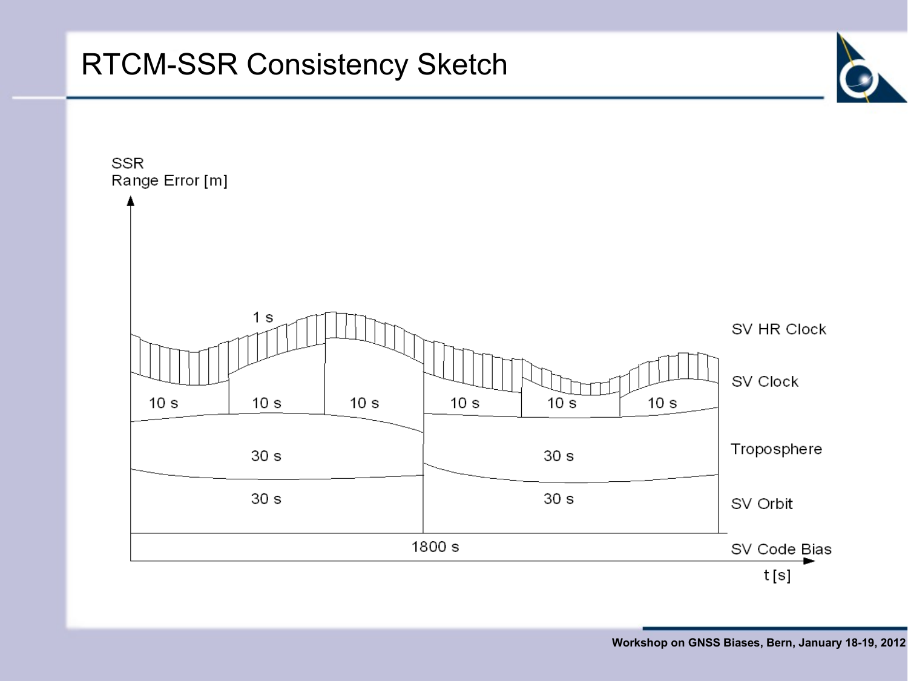# RTCM-SSR Consistency Sketch

SSR Range Error [m]

1 s

SV HR Clock

10 s | 10 s | 10 s | 10 s | 10 s | 10 s

SV Clock

30 s | 30 s

Troposphere

30 s | 30 s

SV Orbit

1800 s

SV Code Bias

t [s]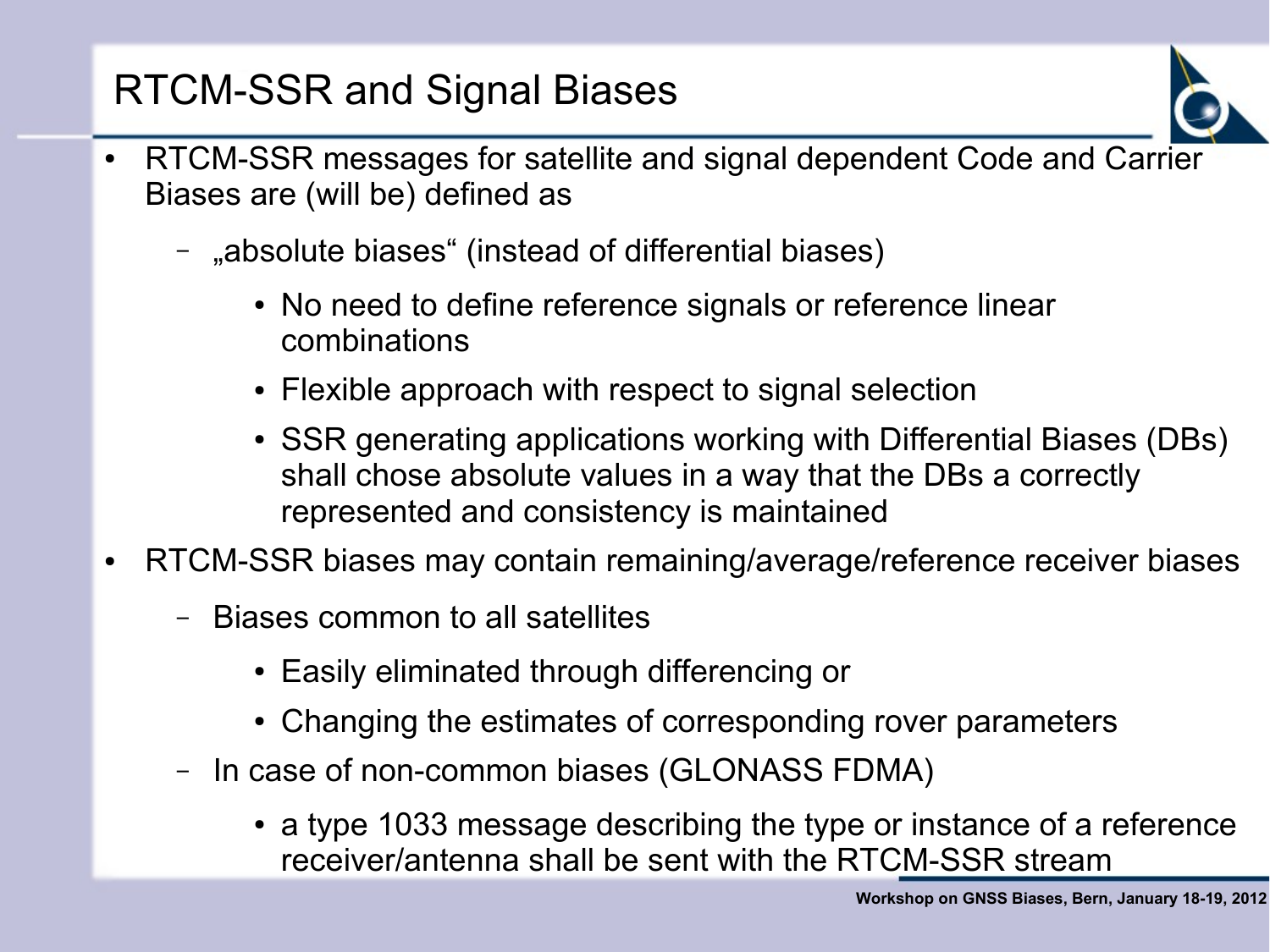# RTCM-SSR and Signal Biases

- RTCM-SSR messages for satellite and signal dependent Code and Carrier Biases are (will be) defined as
  - „absolute biases“ (instead of differential biases)
    - No need to define reference signals or reference linear combinations
    - Flexible approach with respect to signal selection
    - SSR generating applications working with Differential Biases (DBs) shall chose absolute values in a way that the DBs a correctly represented and consistency is maintained
- RTCM-SSR biases may contain remaining/average/reference receiver biases
  - Biases common to all satellites
    - Easily eliminated through differencing or
    - Changing the estimates of corresponding rover parameters
  - In case of non-common biases (GLONASS FDMA)
    - a type 1033 message describing the type or instance of a reference receiver/antenna shall be sent with the RTCM-SSR stream